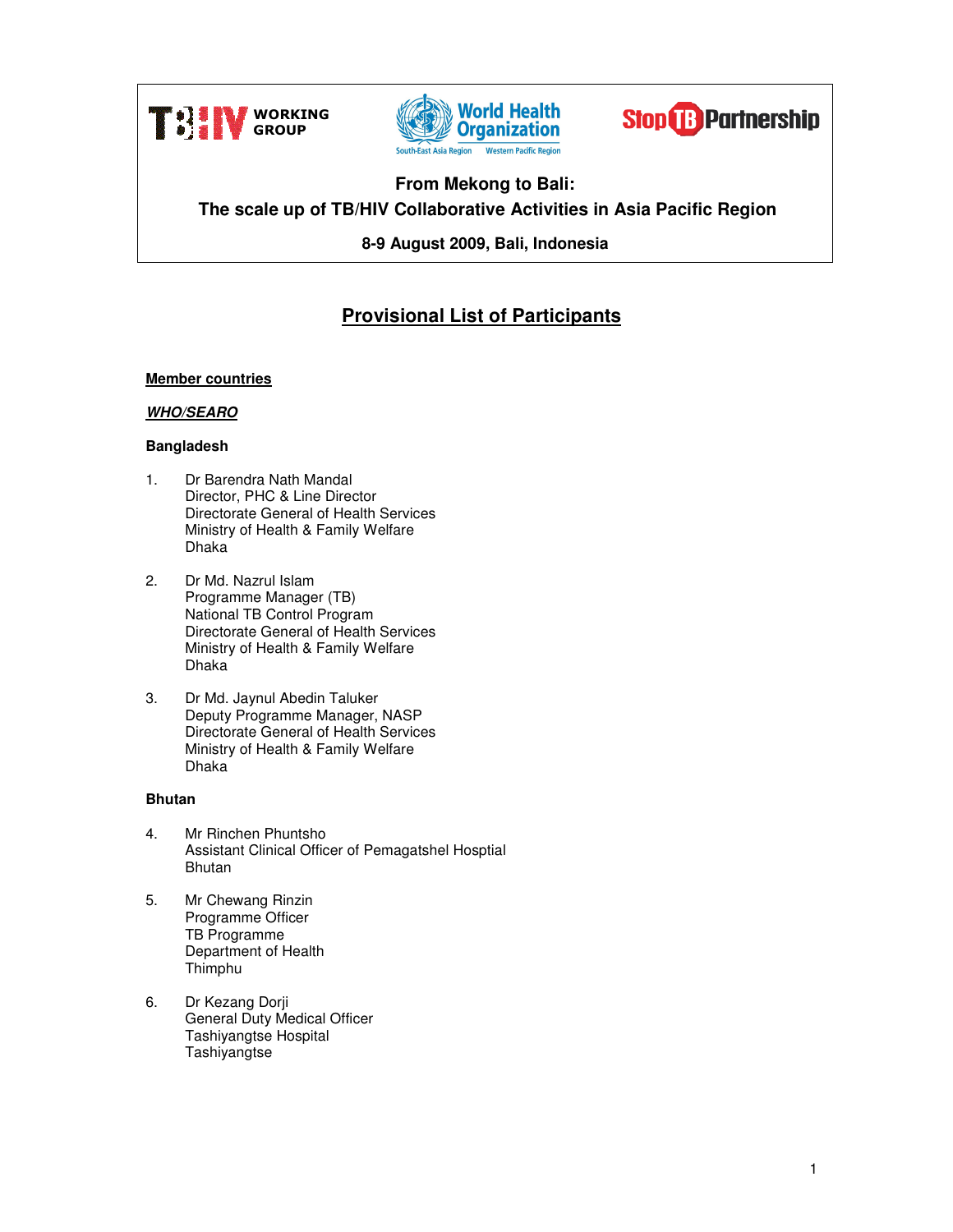TB/HIV WORKING GROUP

World Health Organization
South-East Asia Region Western Pacific Region

Stop TB Partnership

**From Mekong to Bali:**
**The scale up of TB/HIV Collaborative Activities in Asia Pacific Region**

**8-9 August 2009, Bali, Indonesia**

# Provisional List of Participants

## Member countries

### *WHO/SEARO*

#### Bangladesh

1. Dr Barendra Nath Mandal
   Director, PHC & Line Director
   Directorate General of Health Services
   Ministry of Health & Family Welfare
   Dhaka

2. Dr Md. Nazrul Islam
   Programme Manager (TB)
   National TB Control Program
   Directorate General of Health Services
   Ministry of Health & Family Welfare
   Dhaka

3. Dr Md. Jaynul Abedin Taluker
   Deputy Programme Manager, NASP
   Directorate General of Health Services
   Ministry of Health & Family Welfare
   Dhaka

#### Bhutan

4. Mr Rinchen Phuntsho
   Assistant Clinical Officer of Pemagatshel Hosptial
   Bhutan

5. Mr Chewang Rinzin
   Programme Officer
   TB Programme
   Department of Health
   Thimphu

6. Dr Kezang Dorji
   General Duty Medical Officer
   Tashiyangtse Hospital
   Tashiyangtse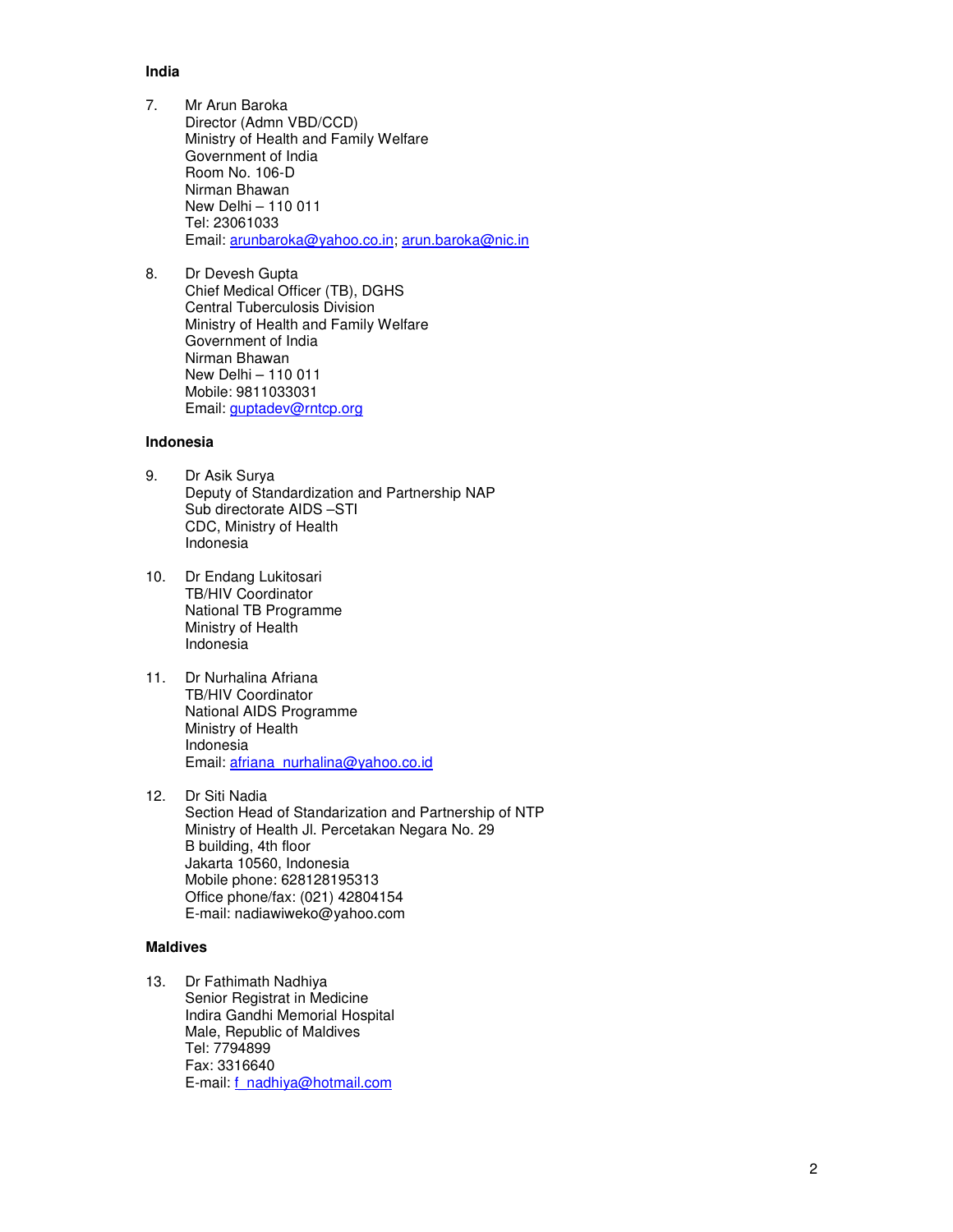**India**

7. Mr Arun Baroka
   Director (Admn VBD/CCD)
   Ministry of Health and Family Welfare
   Government of India
   Room No. 106-D
   Nirman Bhawan
   New Delhi – 110 011
   Tel: 23061033
   Email: arunbaroka@yahoo.co.in; arun.baroka@nic.in

8. Dr Devesh Gupta
   Chief Medical Officer (TB), DGHS
   Central Tuberculosis Division
   Ministry of Health and Family Welfare
   Government of India
   Nirman Bhawan
   New Delhi – 110 011
   Mobile: 9811033031
   Email: guptadev@rntcp.org

**Indonesia**

9. Dr Asik Surya
   Deputy of Standardization and Partnership NAP
   Sub directorate AIDS –STI
   CDC, Ministry of Health
   Indonesia

10. Dr Endang Lukitosari
    TB/HIV Coordinator
    National TB Programme
    Ministry of Health
    Indonesia

11. Dr Nurhalina Afriana
    TB/HIV Coordinator
    National AIDS Programme
    Ministry of Health
    Indonesia
    Email: afriana_nurhalina@yahoo.co.id

12. Dr Siti Nadia
    Section Head of Standarization and Partnership of NTP
    Ministry of Health Jl. Percetakan Negara No. 29
    B building, 4th floor
    Jakarta 10560, Indonesia
    Mobile phone: 628128195313
    Office phone/fax: (021) 42804154
    E-mail: nadiawiweko@yahoo.com

**Maldives**

13. Dr Fathimath Nadhiya
    Senior Registrat in Medicine
    Indira Gandhi Memorial Hospital
    Male, Republic of Maldives
    Tel: 7794899
    Fax: 3316640
    E-mail: f_nadhiya@hotmail.com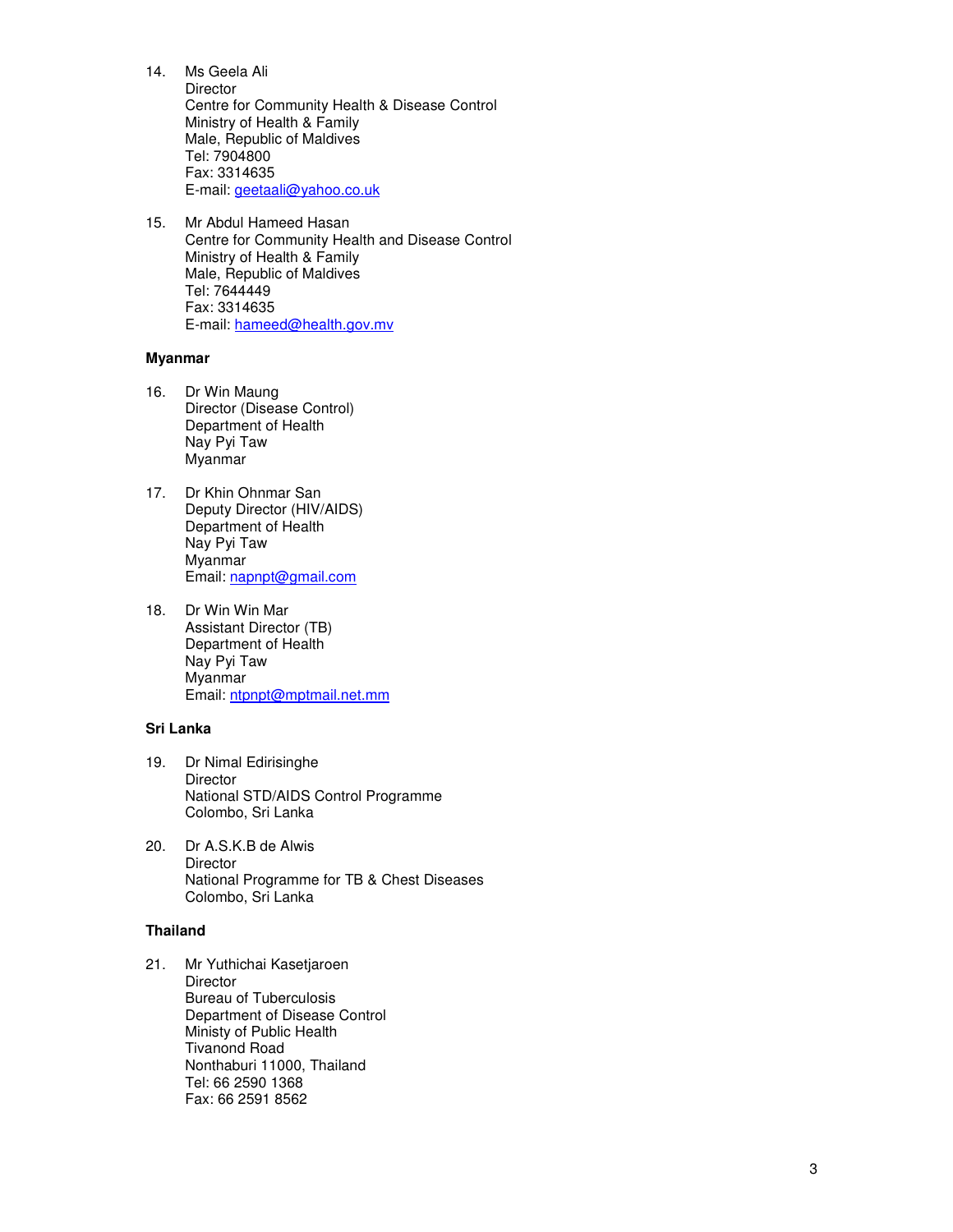14. Ms Geela Ali
    Director
    Centre for Community Health & Disease Control
    Ministry of Health & Family
    Male, Republic of Maldives
    Tel: 7904800
    Fax: 3314635
    E-mail: geetaali@yahoo.co.uk

15. Mr Abdul Hameed Hasan
    Centre for Community Health and Disease Control
    Ministry of Health & Family
    Male, Republic of Maldives
    Tel: 7644449
    Fax: 3314635
    E-mail: hameed@health.gov.mv

**Myanmar**

16. Dr Win Maung
    Director (Disease Control)
    Department of Health
    Nay Pyi Taw
    Myanmar

17. Dr Khin Ohnmar San
    Deputy Director (HIV/AIDS)
    Department of Health
    Nay Pyi Taw
    Myanmar
    Email: napnpt@gmail.com

18. Dr Win Win Mar
    Assistant Director (TB)
    Department of Health
    Nay Pyi Taw
    Myanmar
    Email: ntpnpt@mptmail.net.mm

**Sri Lanka**

19. Dr Nimal Edirisinghe
    Director
    National STD/AIDS Control Programme
    Colombo, Sri Lanka

20. Dr A.S.K.B de Alwis
    Director
    National Programme for TB & Chest Diseases
    Colombo, Sri Lanka

**Thailand**

21. Mr Yuthichai Kasetjaroen
    Director
    Bureau of Tuberculosis
    Department of Disease Control
    Ministy of Public Health
    Tivanond Road
    Nonthaburi 11000, Thailand
    Tel: 66 2590 1368
    Fax: 66 2591 8562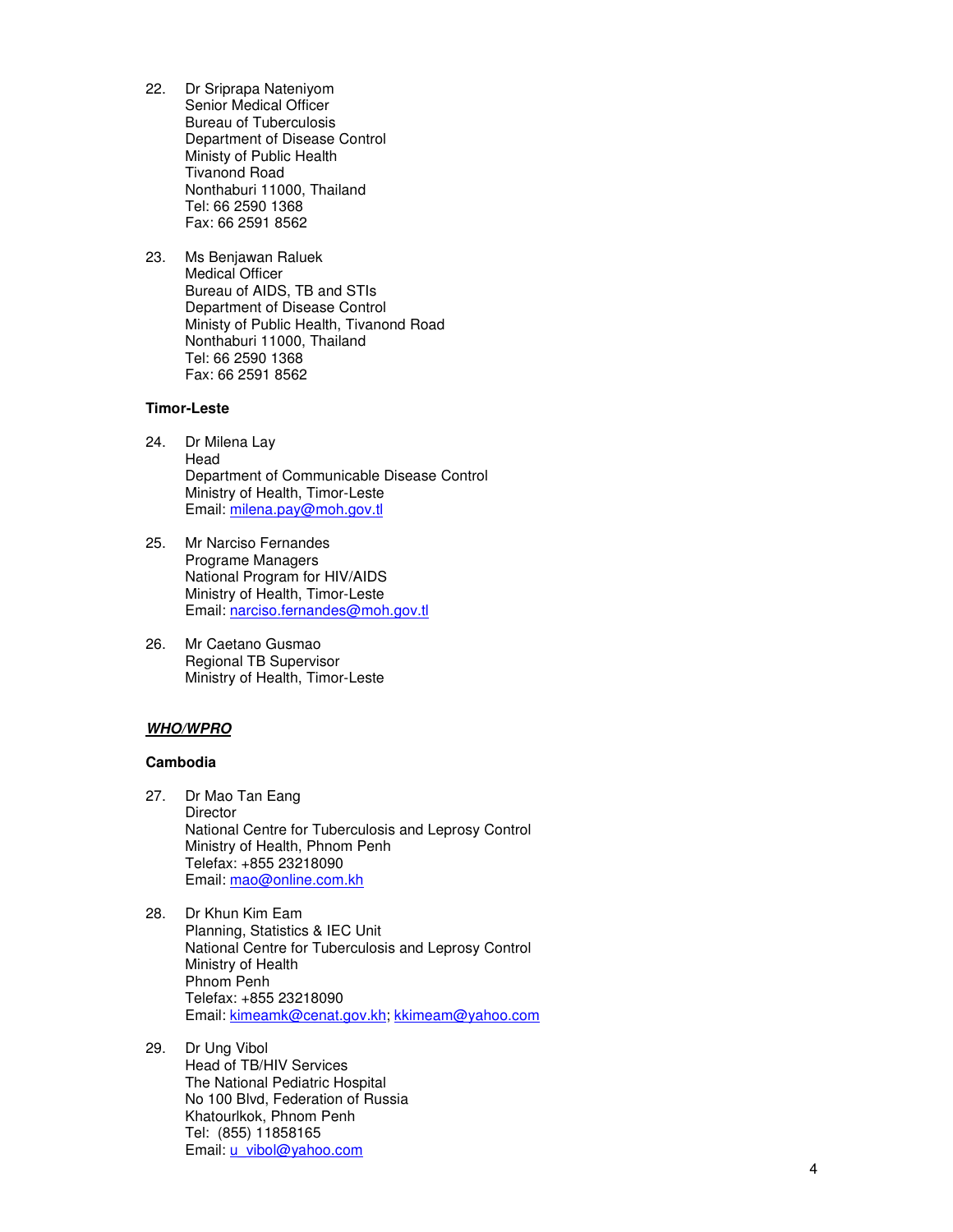22. Dr Sriprapa Nateniyom
    Senior Medical Officer
    Bureau of Tuberculosis
    Department of Disease Control
    Ministy of Public Health
    Tivanond Road
    Nonthaburi 11000, Thailand
    Tel: 66 2590 1368
    Fax: 66 2591 8562

23. Ms Benjawan Raluek
    Medical Officer
    Bureau of AIDS, TB and STIs
    Department of Disease Control
    Ministy of Public Health, Tivanond Road
    Nonthaburi 11000, Thailand
    Tel: 66 2590 1368
    Fax: 66 2591 8562

**Timor-Leste**

24. Dr Milena Lay
    Head
    Department of Communicable Disease Control
    Ministry of Health, Timor-Leste
    Email: milena.pay@moh.gov.tl

25. Mr Narciso Fernandes
    Programe Managers
    National Program for HIV/AIDS
    Ministry of Health, Timor-Leste
    Email: narciso.fernandes@moh.gov.tl

26. Mr Caetano Gusmao
    Regional TB Supervisor
    Ministry of Health, Timor-Leste

***WHO/WPRO***

**Cambodia**

27. Dr Mao Tan Eang
    Director
    National Centre for Tuberculosis and Leprosy Control
    Ministry of Health, Phnom Penh
    Telefax: +855 23218090
    Email: mao@online.com.kh

28. Dr Khun Kim Eam
    Planning, Statistics & IEC Unit
    National Centre for Tuberculosis and Leprosy Control
    Ministry of Health
    Phnom Penh
    Telefax: +855 23218090
    Email: kimeamk@cenat.gov.kh; kkimeam@yahoo.com

29. Dr Ung Vibol
    Head of TB/HIV Services
    The National Pediatric Hospital
    No 100 Blvd, Federation of Russia
    Khatourlkok, Phnom Penh
    Tel: (855) 11858165
    Email: u_vibol@yahoo.com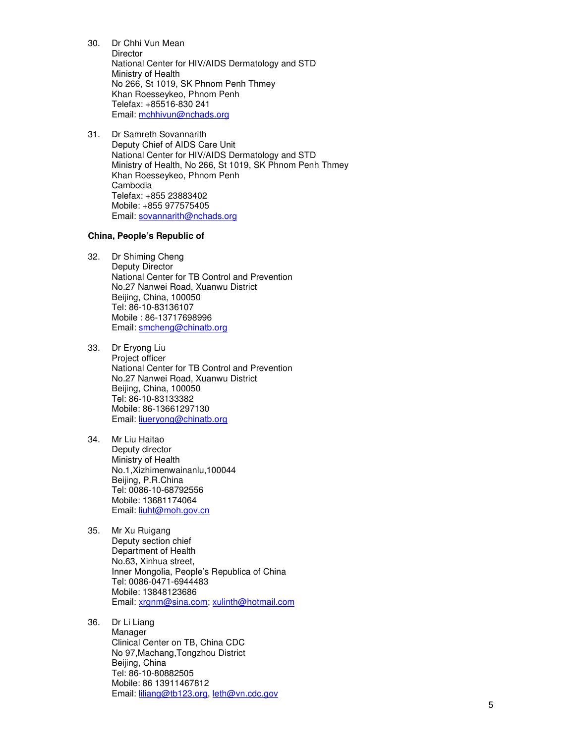30. Dr Chhi Vun Mean
    Director
    National Center for HIV/AIDS Dermatology and STD
    Ministry of Health
    No 266, St 1019, SK Phnom Penh Thmey
    Khan Roesseykeo, Phnom Penh
    Telefax: +85516-830 241
    Email: mchhivun@nchads.org

31. Dr Samreth Sovannarith
    Deputy Chief of AIDS Care Unit
    National Center for HIV/AIDS Dermatology and STD
    Ministry of Health, No 266, St 1019, SK Phnom Penh Thmey
    Khan Roesseykeo, Phnom Penh
    Cambodia
    Telefax: +855 23883402
    Mobile: +855 977575405
    Email: sovannarith@nchads.org

**China, People's Republic of**

32. Dr Shiming Cheng
    Deputy Director
    National Center for TB Control and Prevention
    No.27 Nanwei Road, Xuanwu District
    Beijing, China, 100050
    Tel: 86-10-83136107
    Mobile : 86-13717698996
    Email: smcheng@chinatb.org

33. Dr Eryong Liu
    Project officer
    National Center for TB Control and Prevention
    No.27 Nanwei Road, Xuanwu District
    Beijing, China, 100050
    Tel: 86-10-83133382
    Mobile: 86-13661297130
    Email: liueryong@chinatb.org

34. Mr Liu Haitao
    Deputy director
    Ministry of Health
    No.1,Xizhimenwainanlu,100044
    Beijing, P.R.China
    Tel: 0086-10-68792556
    Mobile: 13681174064
    Email: liuht@moh.gov.cn

35. Mr Xu Ruigang
    Deputy section chief
    Department of Health
    No.63, Xinhua street,
    Inner Mongolia, People's Republica of China
    Tel: 0086-0471-6944483
    Mobile: 13848123686
    Email: xrgnm@sina.com; xulinth@hotmail.com

36. Dr Li Liang
    Manager
    Clinical Center on TB, China CDC
    No 97,Machang,Tongzhou District
    Beijing, China
    Tel: 86-10-80882505
    Mobile: 86 13911467812
    Email: liliang@tb123.org, leth@vn.cdc.gov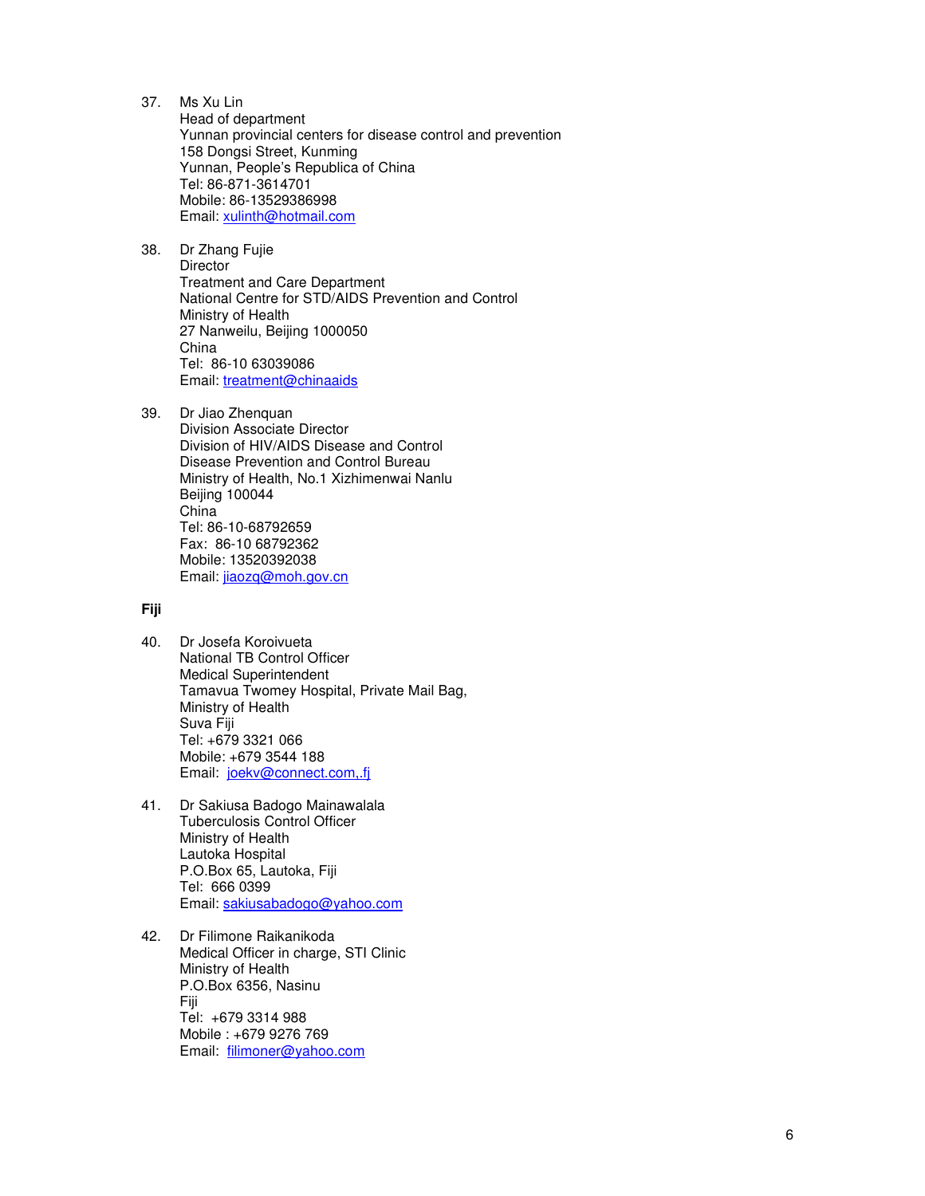37. Ms Xu Lin
    Head of department
    Yunnan provincial centers for disease control and prevention
    158 Dongsi Street, Kunming
    Yunnan, People's Republica of China
    Tel: 86-871-3614701
    Mobile: 86-13529386998
    Email: xulinth@hotmail.com

38. Dr Zhang Fujie
    Director
    Treatment and Care Department
    National Centre for STD/AIDS Prevention and Control
    Ministry of Health
    27 Nanweilu, Beijing 1000050
    China
    Tel: 86-10 63039086
    Email: treatment@chinaaids

39. Dr Jiao Zhenquan
    Division Associate Director
    Division of HIV/AIDS Disease and Control
    Disease Prevention and Control Bureau
    Ministry of Health, No.1 Xizhimenwai Nanlu
    Beijing 100044
    China
    Tel: 86-10-68792659
    Fax: 86-10 68792362
    Mobile: 13520392038
    Email: jiaozq@moh.gov.cn

**Fiji**

40. Dr Josefa Koroivueta
    National TB Control Officer
    Medical Superintendent
    Tamavua Twomey Hospital, Private Mail Bag,
    Ministry of Health
    Suva Fiji
    Tel: +679 3321 066
    Mobile: +679 3544 188
    Email: joekv@connect.com,.fj

41. Dr Sakiusa Badogo Mainawalala
    Tuberculosis Control Officer
    Ministry of Health
    Lautoka Hospital
    P.O.Box 65, Lautoka, Fiji
    Tel: 666 0399
    Email: sakiusabadogo@yahoo.com

42. Dr Filimone Raikanikoda
    Medical Officer in charge, STI Clinic
    Ministry of Health
    P.O.Box 6356, Nasinu
    Fiji
    Tel: +679 3314 988
    Mobile : +679 9276 769
    Email: filimoner@yahoo.com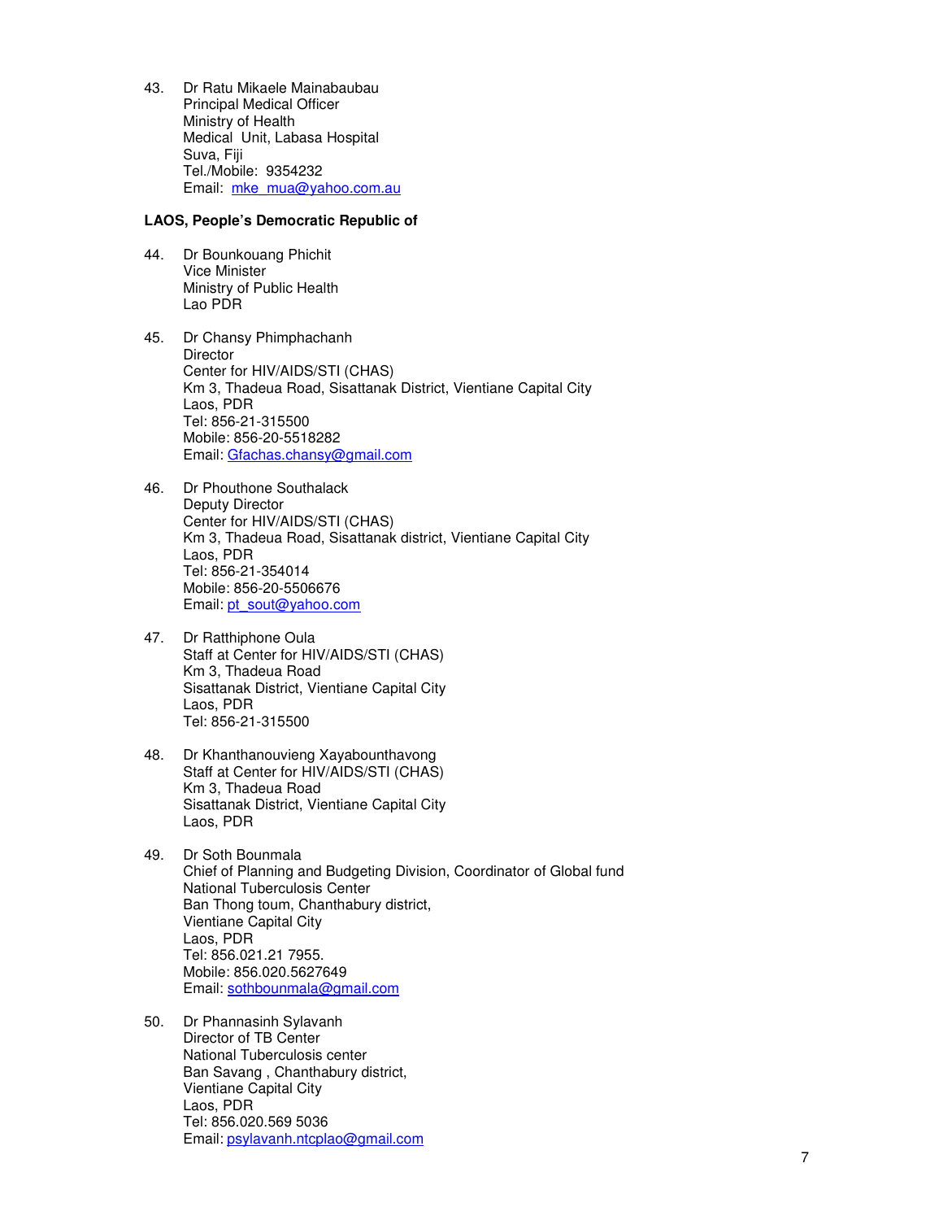43. Dr Ratu Mikaele Mainabaubau
    Principal Medical Officer
    Ministry of Health
    Medical Unit, Labasa Hospital
    Suva, Fiji
    Tel./Mobile: 9354232
    Email: mke_mua@yahoo.com.au

**LAOS, People's Democratic Republic of**

44. Dr Bounkouang Phichit
    Vice Minister
    Ministry of Public Health
    Lao PDR

45. Dr Chansy Phimphachanh
    Director
    Center for HIV/AIDS/STI (CHAS)
    Km 3, Thadeua Road, Sisattanak District, Vientiane Capital City
    Laos, PDR
    Tel: 856-21-315500
    Mobile: 856-20-5518282
    Email: Gfachas.chansy@gmail.com

46. Dr Phouthone Southalack
    Deputy Director
    Center for HIV/AIDS/STI (CHAS)
    Km 3, Thadeua Road, Sisattanak district, Vientiane Capital City
    Laos, PDR
    Tel: 856-21-354014
    Mobile: 856-20-5506676
    Email: pt_sout@yahoo.com

47. Dr Ratthiphone Oula
    Staff at Center for HIV/AIDS/STI (CHAS)
    Km 3, Thadeua Road
    Sisattanak District, Vientiane Capital City
    Laos, PDR
    Tel: 856-21-315500

48. Dr Khanthanouvieng Xayabounthavong
    Staff at Center for HIV/AIDS/STI (CHAS)
    Km 3, Thadeua Road
    Sisattanak District, Vientiane Capital City
    Laos, PDR

49. Dr Soth Bounmala
    Chief of Planning and Budgeting Division, Coordinator of Global fund
    National Tuberculosis Center
    Ban Thong toum, Chanthabury district,
    Vientiane Capital City
    Laos, PDR
    Tel: 856.021.21 7955.
    Mobile: 856.020.5627649
    Email: sothbounmala@gmail.com

50. Dr Phannasinh Sylavanh
    Director of TB Center
    National Tuberculosis center
    Ban Savang , Chanthabury district,
    Vientiane Capital City
    Laos, PDR
    Tel: 856.020.569 5036
    Email: psylavanh.ntcplao@gmail.com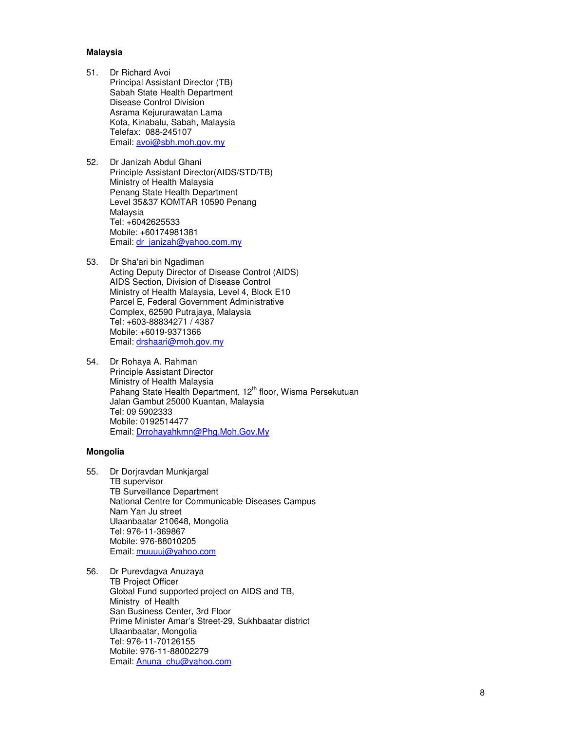**Malaysia**

51. Dr Richard Avoi  
Principal Assistant Director (TB)  
Sabah State Health Department  
Disease Control Division  
Asrama Kejururawatan Lama  
Kota, Kinabalu, Sabah, Malaysia  
Telefax: 088-245107  
Email: avoi@sbh.moh.gov.my

52. Dr Janizah Abdul Ghani  
Principle Assistant Director(AIDS/STD/TB)  
Ministry of Health Malaysia  
Penang State Health Department  
Level 35&37 KOMTAR 10590 Penang  
Malaysia  
Tel: +6042625533  
Mobile: +60174981381  
Email: dr_janizah@yahoo.com.my

53. Dr Sha'ari bin Ngadiman  
Acting Deputy Director of Disease Control (AIDS)  
AIDS Section, Division of Disease Control  
Ministry of Health Malaysia, Level 4, Block E10  
Parcel E, Federal Government Administrative  
Complex, 62590 Putrajaya, Malaysia  
Tel: +603-88834271 / 4387  
Mobile: +6019-9371366  
Email: drshaari@moh.gov.my

54. Dr Rohaya A. Rahman  
Principle Assistant Director  
Ministry of Health Malaysia  
Pahang State Health Department, 12th floor, Wisma Persekutuan  
Jalan Gambut 25000 Kuantan, Malaysia  
Tel: 09 5902333  
Mobile: 0192514477  
Email: Drrohayahkmn@Phg.Moh.Gov.My

**Mongolia**

55. Dr Dorjravdan Munkjargal  
TB supervisor  
TB Surveillance Department  
National Centre for Communicable Diseases Campus  
Nam Yan Ju street  
Ulaanbaatar 210648, Mongolia  
Tel: 976-11-369867  
Mobile: 976-88010205  
Email: muuuuj@yahoo.com

56. Dr Purevdagva Anuzaya  
TB Project Officer  
Global Fund supported project on AIDS and TB,  
Ministry of Health  
San Business Center, 3rd Floor  
Prime Minister Amar's Street-29, Sukhbaatar district  
Ulaanbaatar, Mongolia  
Tel: 976-11-70126155  
Mobile: 976-11-88002279  
Email: Anuna_chu@yahoo.com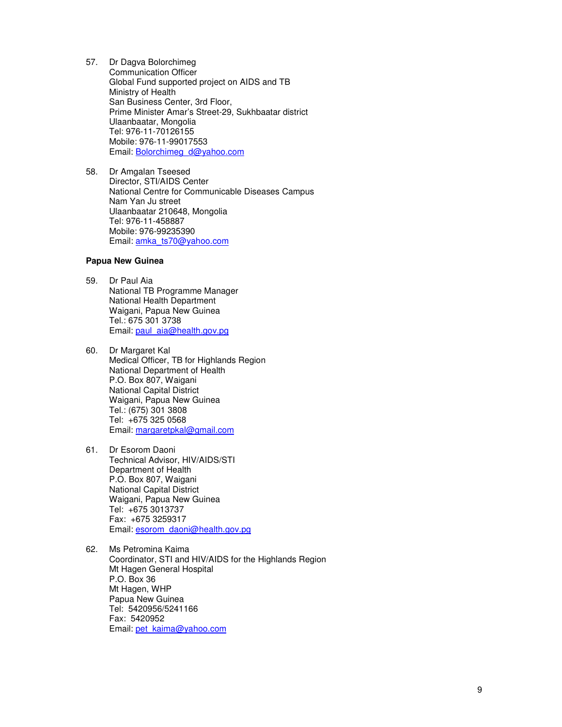57. Dr Dagva Bolorchimeg
    Communication Officer
    Global Fund supported project on AIDS and TB
    Ministry of Health
    San Business Center, 3rd Floor,
    Prime Minister Amar's Street-29, Sukhbaatar district
    Ulaanbaatar, Mongolia
    Tel: 976-11-70126155
    Mobile: 976-11-99017553
    Email: Bolorchimeg_d@yahoo.com

58. Dr Amgalan Tseesed
    Director, STI/AIDS Center
    National Centre for Communicable Diseases Campus
    Nam Yan Ju street
    Ulaanbaatar 210648, Mongolia
    Tel: 976-11-458887
    Mobile: 976-99235390
    Email: amka_ts70@yahoo.com

**Papua New Guinea**

59. Dr Paul Aia
    National TB Programme Manager
    National Health Department
    Waigani, Papua New Guinea
    Tel.: 675 301 3738
    Email: paul_aia@health.gov.pg

60. Dr Margaret Kal
    Medical Officer, TB for Highlands Region
    National Department of Health
    P.O. Box 807, Waigani
    National Capital District
    Waigani, Papua New Guinea
    Tel.: (675) 301 3808
    Tel: +675 325 0568
    Email: margaretpkal@gmail.com

61. Dr Esorom Daoni
    Technical Advisor, HIV/AIDS/STI
    Department of Health
    P.O. Box 807, Waigani
    National Capital District
    Waigani, Papua New Guinea
    Tel: +675 3013737
    Fax: +675 3259317
    Email: esorom_daoni@health.gov.pg

62. Ms Petromina Kaima
    Coordinator, STI and HIV/AIDS for the Highlands Region
    Mt Hagen General Hospital
    P.O. Box 36
    Mt Hagen, WHP
    Papua New Guinea
    Tel: 5420956/5241166
    Fax: 5420952
    Email: pet_kaima@yahoo.com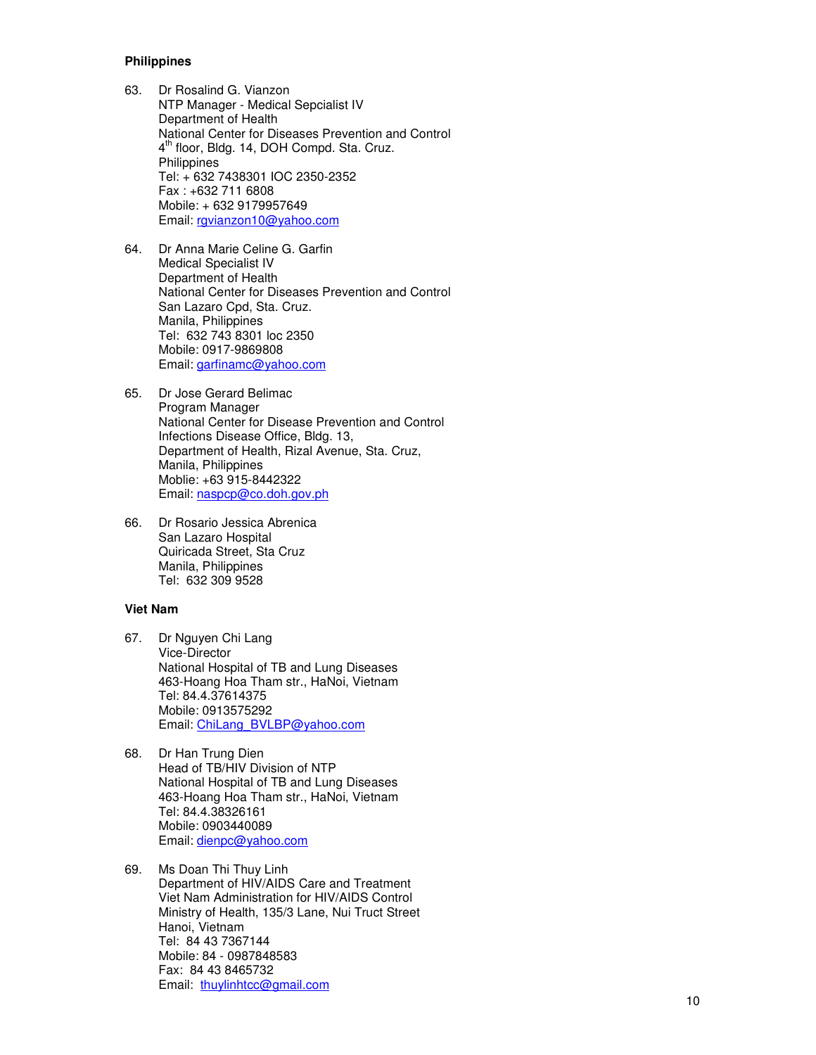**Philippines**

63. Dr Rosalind G. Vianzon
    NTP Manager - Medical Sepcialist IV
    Department of Health
    National Center for Diseases Prevention and Control
    4th floor, Bldg. 14, DOH Compd. Sta. Cruz.
    Philippines
    Tel: + 632 7438301 IOC 2350-2352
    Fax : +632 711 6808
    Mobile: + 632 9179957649
    Email: rgvianzon10@yahoo.com

64. Dr Anna Marie Celine G. Garfin
    Medical Specialist IV
    Department of Health
    National Center for Diseases Prevention and Control
    San Lazaro Cpd, Sta. Cruz.
    Manila, Philippines
    Tel: 632 743 8301 loc 2350
    Mobile: 0917-9869808
    Email: garfinamc@yahoo.com

65. Dr Jose Gerard Belimac
    Program Manager
    National Center for Disease Prevention and Control
    Infections Disease Office, Bldg. 13,
    Department of Health, Rizal Avenue, Sta. Cruz,
    Manila, Philippines
    Moblie: +63 915-8442322
    Email: naspcp@co.doh.gov.ph

66. Dr Rosario Jessica Abrenica
    San Lazaro Hospital
    Quiricada Street, Sta Cruz
    Manila, Philippines
    Tel: 632 309 9528

**Viet Nam**

67. Dr Nguyen Chi Lang
    Vice-Director
    National Hospital of TB and Lung Diseases
    463-Hoang Hoa Tham str., HaNoi, Vietnam
    Tel: 84.4.37614375
    Mobile: 0913575292
    Email: ChiLang_BVLBP@yahoo.com

68. Dr Han Trung Dien
    Head of TB/HIV Division of NTP
    National Hospital of TB and Lung Diseases
    463-Hoang Hoa Tham str., HaNoi, Vietnam
    Tel: 84.4.38326161
    Mobile: 0903440089
    Email: dienpc@yahoo.com

69. Ms Doan Thi Thuy Linh
    Department of HIV/AIDS Care and Treatment
    Viet Nam Administration for HIV/AIDS Control
    Ministry of Health, 135/3 Lane, Nui Truct Street
    Hanoi, Vietnam
    Tel: 84 43 7367144
    Mobile: 84 - 0987848583
    Fax: 84 43 8465732
    Email: thuylinhtcc@gmail.com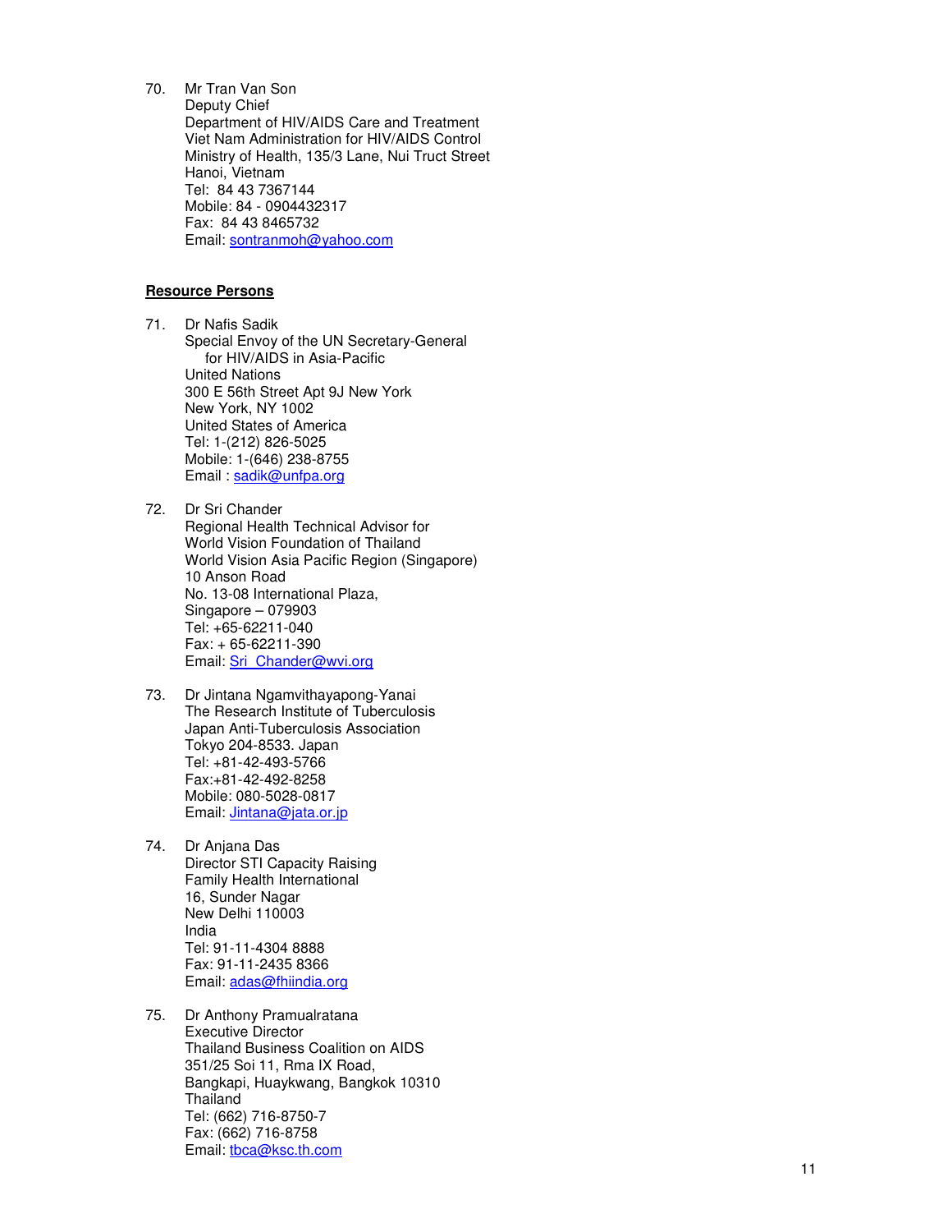70. Mr Tran Van Son
    Deputy Chief
    Department of HIV/AIDS Care and Treatment
    Viet Nam Administration for HIV/AIDS Control
    Ministry of Health, 135/3 Lane, Nui Truct Street
    Hanoi, Vietnam
    Tel: 84 43 7367144
    Mobile: 84 - 0904432317
    Fax: 84 43 8465732
    Email: sontranmoh@yahoo.com

**Resource Persons**

71. Dr Nafis Sadik
    Special Envoy of the UN Secretary-General
    for HIV/AIDS in Asia-Pacific
    United Nations
    300 E 56th Street Apt 9J New York
    New York, NY 1002
    United States of America
    Tel: 1-(212) 826-5025
    Mobile: 1-(646) 238-8755
    Email : sadik@unfpa.org

72. Dr Sri Chander
    Regional Health Technical Advisor for
    World Vision Foundation of Thailand
    World Vision Asia Pacific Region (Singapore)
    10 Anson Road
    No. 13-08 International Plaza,
    Singapore – 079903
    Tel: +65-62211-040
    Fax: + 65-62211-390
    Email: Sri_Chander@wvi.org

73. Dr Jintana Ngamvithayapong-Yanai
    The Research Institute of Tuberculosis
    Japan Anti-Tuberculosis Association
    Tokyo 204-8533. Japan
    Tel: +81-42-493-5766
    Fax:+81-42-492-8258
    Mobile: 080-5028-0817
    Email: Jintana@jata.or.jp

74. Dr Anjana Das
    Director STI Capacity Raising
    Family Health International
    16, Sunder Nagar
    New Delhi 110003
    India
    Tel: 91-11-4304 8888
    Fax: 91-11-2435 8366
    Email: adas@fhiindia.org

75. Dr Anthony Pramualratana
    Executive Director
    Thailand Business Coalition on AIDS
    351/25 Soi 11, Rma IX Road,
    Bangkapi, Huaykwang, Bangkok 10310
    Thailand
    Tel: (662) 716-8750-7
    Fax: (662) 716-8758
    Email: tbca@ksc.th.com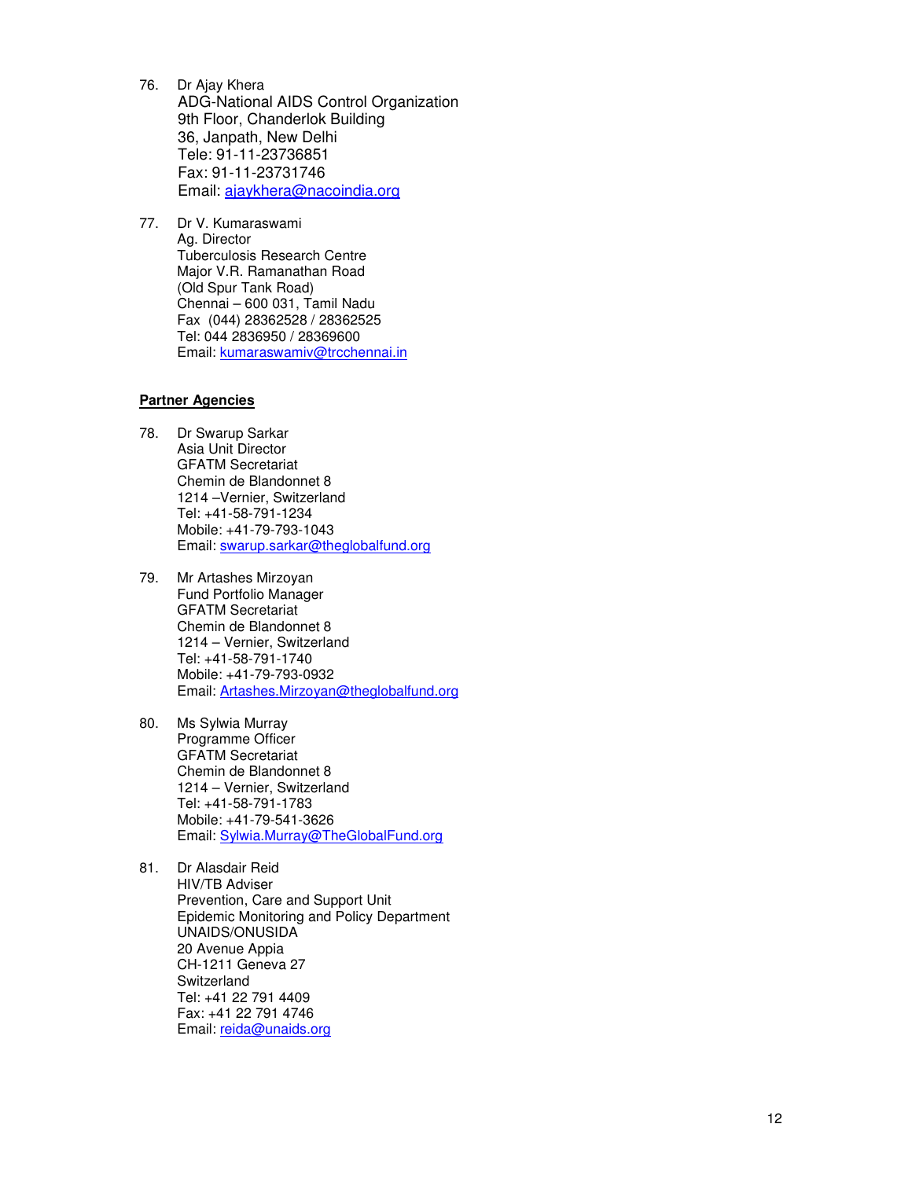76. Dr Ajay Khera
    ADG-National AIDS Control Organization
    9th Floor, Chanderlok Building
    36, Janpath, New Delhi
    Tele: 91-11-23736851
    Fax: 91-11-23731746
    Email: ajaykhera@nacoindia.org

77. Dr V. Kumaraswami
    Ag. Director
    Tuberculosis Research Centre
    Major V.R. Ramanathan Road
    (Old Spur Tank Road)
    Chennai – 600 031, Tamil Nadu
    Fax (044) 28362528 / 28362525
    Tel: 044 2836950 / 28369600
    Email: kumaraswamiv@trcchennai.in

**Partner Agencies**

78. Dr Swarup Sarkar
    Asia Unit Director
    GFATM Secretariat
    Chemin de Blandonnet 8
    1214 –Vernier, Switzerland
    Tel: +41-58-791-1234
    Mobile: +41-79-793-1043
    Email: swarup.sarkar@theglobalfund.org

79. Mr Artashes Mirzoyan
    Fund Portfolio Manager
    GFATM Secretariat
    Chemin de Blandonnet 8
    1214 – Vernier, Switzerland
    Tel: +41-58-791-1740
    Mobile: +41-79-793-0932
    Email: Artashes.Mirzoyan@theglobalfund.org

80. Ms Sylwia Murray
    Programme Officer
    GFATM Secretariat
    Chemin de Blandonnet 8
    1214 – Vernier, Switzerland
    Tel: +41-58-791-1783
    Mobile: +41-79-541-3626
    Email: Sylwia.Murray@TheGlobalFund.org

81. Dr Alasdair Reid
    HIV/TB Adviser
    Prevention, Care and Support Unit
    Epidemic Monitoring and Policy Department
    UNAIDS/ONUSIDA
    20 Avenue Appia
    CH-1211 Geneva 27
    Switzerland
    Tel: +41 22 791 4409
    Fax: +41 22 791 4746
    Email: reida@unaids.org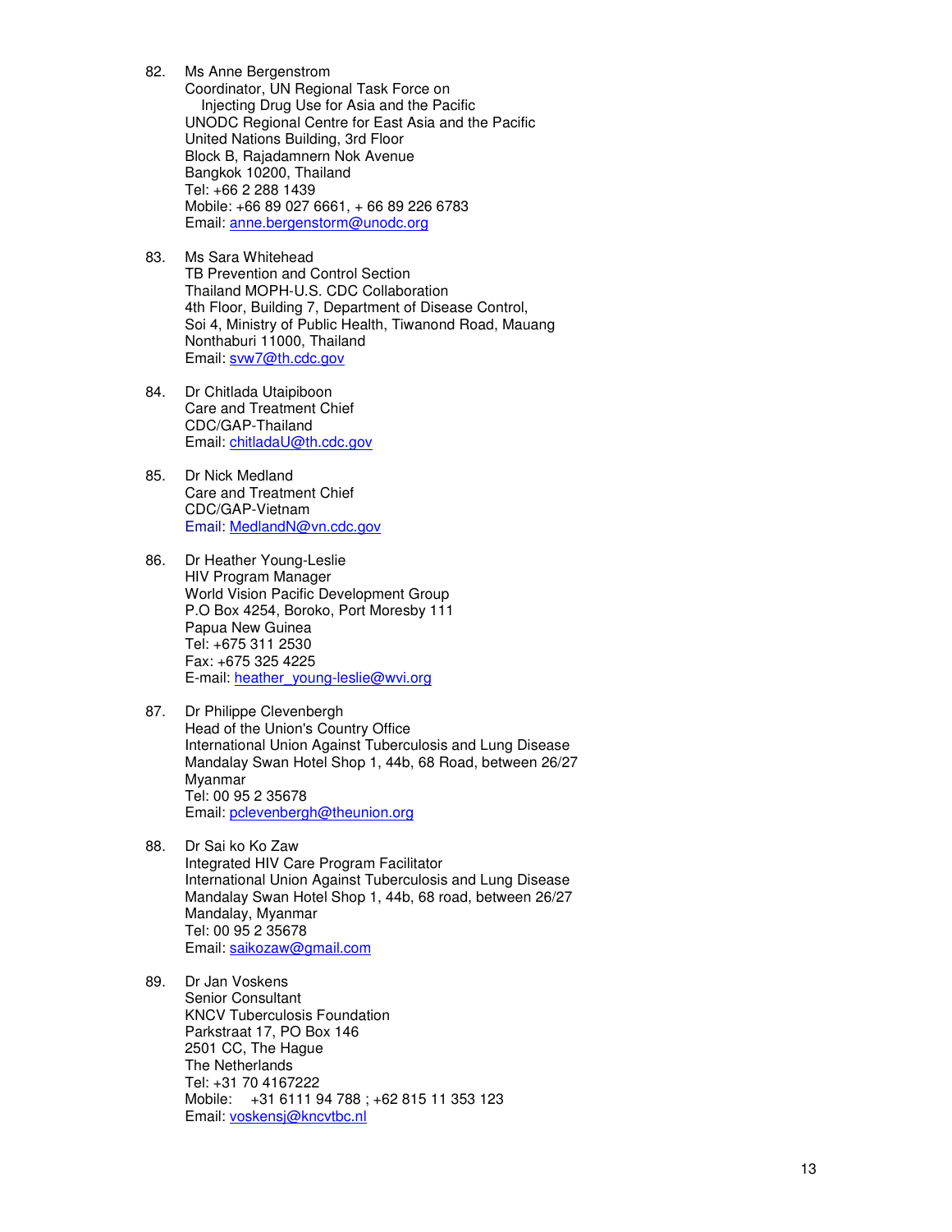82. Ms Anne Bergenstrom
    Coordinator, UN Regional Task Force on
      Injecting Drug Use for Asia and the Pacific
    UNODC Regional Centre for East Asia and the Pacific
    United Nations Building, 3rd Floor
    Block B, Rajadamnern Nok Avenue
    Bangkok 10200, Thailand
    Tel: +66 2 288 1439
    Mobile: +66 89 027 6661, + 66 89 226 6783
    Email: anne.bergenstorm@unodc.org

83. Ms Sara Whitehead
    TB Prevention and Control Section
    Thailand MOPH-U.S. CDC Collaboration
    4th Floor, Building 7, Department of Disease Control,
    Soi 4, Ministry of Public Health, Tiwanond Road, Mauang
    Nonthaburi 11000, Thailand
    Email: svw7@th.cdc.gov

84. Dr Chitlada Utaipiboon
    Care and Treatment Chief
    CDC/GAP-Thailand
    Email: chitladaU@th.cdc.gov

85. Dr Nick Medland
    Care and Treatment Chief
    CDC/GAP-Vietnam
    Email: MedlandN@vn.cdc.gov

86. Dr Heather Young-Leslie
    HIV Program Manager
    World Vision Pacific Development Group
    P.O Box 4254, Boroko, Port Moresby 111
    Papua New Guinea
    Tel: +675 311 2530
    Fax: +675 325 4225
    E-mail: heather_young-leslie@wvi.org

87. Dr Philippe Clevenbergh
    Head of the Union's Country Office
    International Union Against Tuberculosis and Lung Disease
    Mandalay Swan Hotel Shop 1, 44b, 68 Road, between 26/27
    Myanmar
    Tel: 00 95 2 35678
    Email: pclevenbergh@theunion.org

88. Dr Sai ko Ko Zaw
    Integrated HIV Care Program Facilitator
    International Union Against Tuberculosis and Lung Disease
    Mandalay Swan Hotel Shop 1, 44b, 68 road, between 26/27
    Mandalay, Myanmar
    Tel: 00 95 2 35678
    Email: saikozaw@gmail.com

89. Dr Jan Voskens
    Senior Consultant
    KNCV Tuberculosis Foundation
    Parkstraat 17, PO Box 146
    2501 CC, The Hague
    The Netherlands
    Tel: +31 70 4167222
    Mobile: +31 6111 94 788 ; +62 815 11 353 123
    Email: voskensj@kncvtbc.nl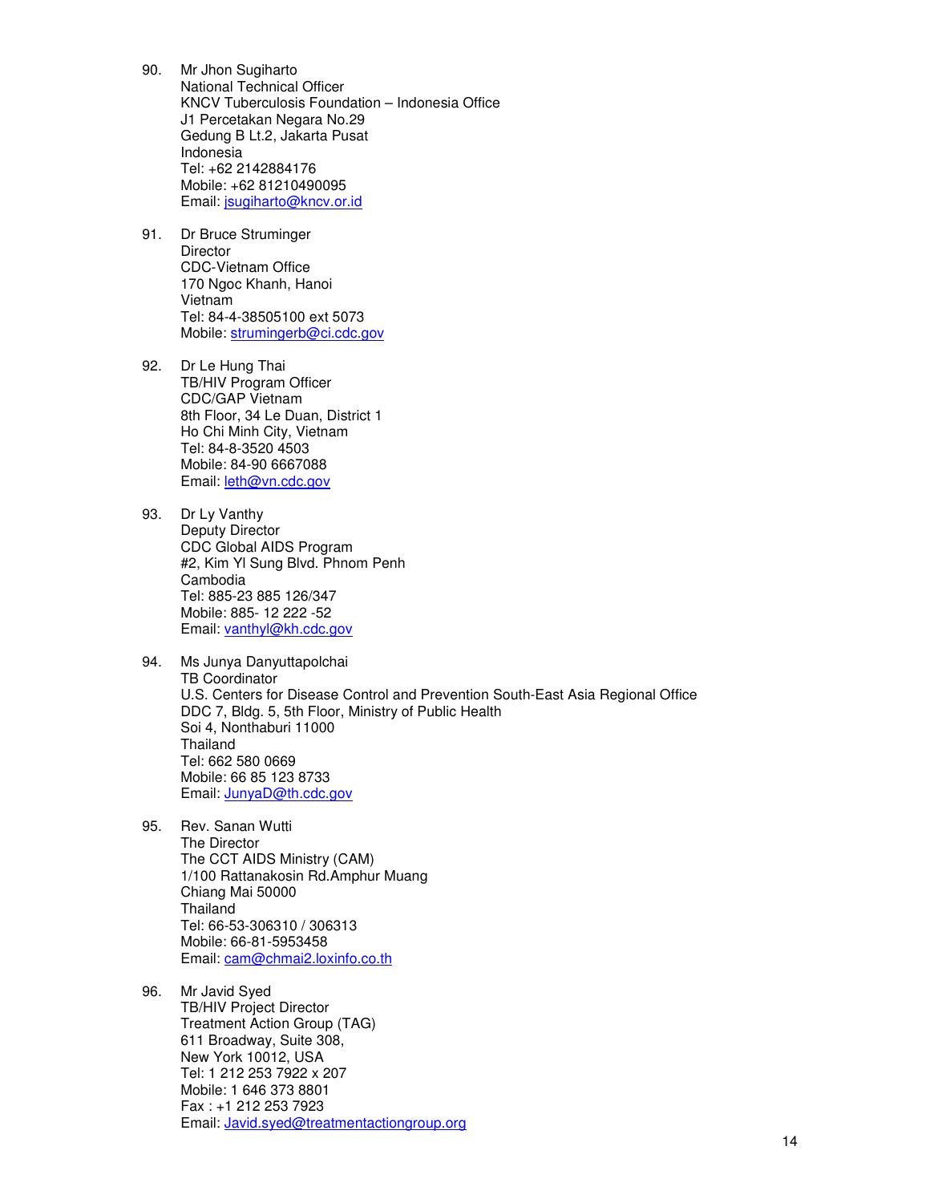90. Mr Jhon Sugiharto
    National Technical Officer
    KNCV Tuberculosis Foundation – Indonesia Office
    J1 Percetakan Negara No.29
    Gedung B Lt.2, Jakarta Pusat
    Indonesia
    Tel: +62 2142884176
    Mobile: +62 81210490095
    Email: jsugiharto@kncv.or.id

91. Dr Bruce Struminger
    Director
    CDC-Vietnam Office
    170 Ngoc Khanh, Hanoi
    Vietnam
    Tel: 84-4-38505100 ext 5073
    Mobile: strumingerb@ci.cdc.gov

92. Dr Le Hung Thai
    TB/HIV Program Officer
    CDC/GAP Vietnam
    8th Floor, 34 Le Duan, District 1
    Ho Chi Minh City, Vietnam
    Tel: 84-8-3520 4503
    Mobile: 84-90 6667088
    Email: leth@vn.cdc.gov

93. Dr Ly Vanthy
    Deputy Director
    CDC Global AIDS Program
    #2, Kim Yl Sung Blvd. Phnom Penh
    Cambodia
    Tel: 885-23 885 126/347
    Mobile: 885- 12 222 -52
    Email: vanthyl@kh.cdc.gov

94. Ms Junya Danyuttapolchai
    TB Coordinator
    U.S. Centers for Disease Control and Prevention South-East Asia Regional Office
    DDC 7, Bldg. 5, 5th Floor, Ministry of Public Health
    Soi 4, Nonthaburi 11000
    Thailand
    Tel: 662 580 0669
    Mobile: 66 85 123 8733
    Email: JunyaD@th.cdc.gov

95. Rev. Sanan Wutti
    The Director
    The CCT AIDS Ministry (CAM)
    1/100 Rattanakosin Rd.Amphur Muang
    Chiang Mai 50000
    Thailand
    Tel: 66-53-306310 / 306313
    Mobile: 66-81-5953458
    Email: cam@chmai2.loxinfo.co.th

96. Mr Javid Syed
    TB/HIV Project Director
    Treatment Action Group (TAG)
    611 Broadway, Suite 308,
    New York 10012, USA
    Tel: 1 212 253 7922 x 207
    Mobile: 1 646 373 8801
    Fax : +1 212 253 7923
    Email: Javid.syed@treatmentactiongroup.org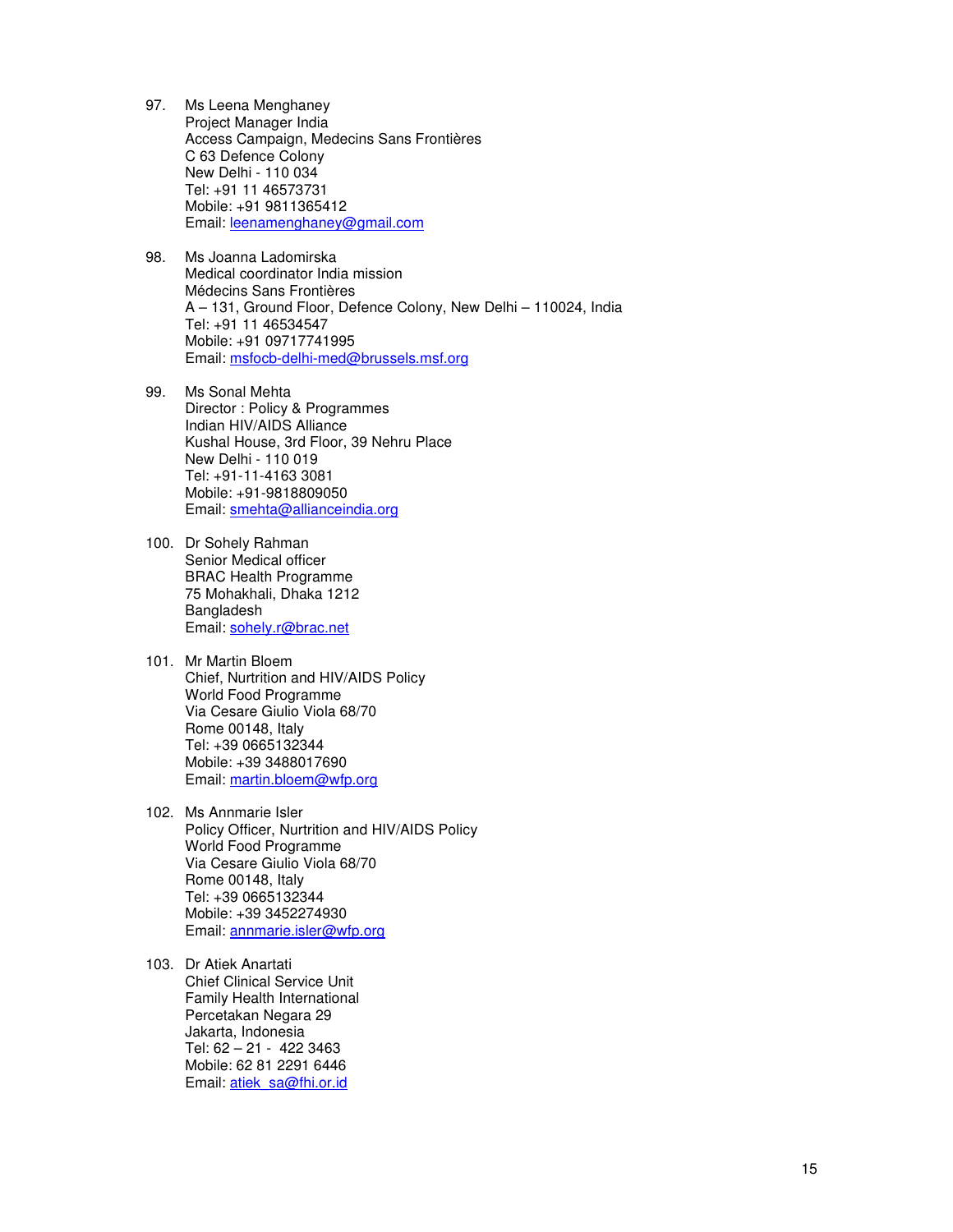97. Ms Leena Menghaney
    Project Manager India
    Access Campaign, Medecins Sans Frontières
    C 63 Defence Colony
    New Delhi - 110 034
    Tel: +91 11 46573731
    Mobile: +91 9811365412
    Email: leenamenghaney@gmail.com

98. Ms Joanna Ladomirska
    Medical coordinator India mission
    Médecins Sans Frontières
    A – 131, Ground Floor, Defence Colony, New Delhi – 110024, India
    Tel: +91 11 46534547
    Mobile: +91 09717741995
    Email: msfocb-delhi-med@brussels.msf.org

99. Ms Sonal Mehta
    Director : Policy & Programmes
    Indian HIV/AIDS Alliance
    Kushal House, 3rd Floor, 39 Nehru Place
    New Delhi - 110 019
    Tel: +91-11-4163 3081
    Mobile: +91-9818809050
    Email: smehta@allianceindia.org

100. Dr Sohely Rahman
    Senior Medical officer
    BRAC Health Programme
    75 Mohakhali, Dhaka 1212
    Bangladesh
    Email: sohely.r@brac.net

101. Mr Martin Bloem
    Chief, Nurtrition and HIV/AIDS Policy
    World Food Programme
    Via Cesare Giulio Viola 68/70
    Rome 00148, Italy
    Tel: +39 0665132344
    Mobile: +39 3488017690
    Email: martin.bloem@wfp.org

102. Ms Annmarie Isler
    Policy Officer, Nurtrition and HIV/AIDS Policy
    World Food Programme
    Via Cesare Giulio Viola 68/70
    Rome 00148, Italy
    Tel: +39 0665132344
    Mobile: +39 3452274930
    Email: annmarie.isler@wfp.org

103. Dr Atiek Anartati
    Chief Clinical Service Unit
    Family Health International
    Percetakan Negara 29
    Jakarta, Indonesia
    Tel: 62 – 21 - 422 3463
    Mobile: 62 81 2291 6446
    Email: atiek_sa@fhi.or.id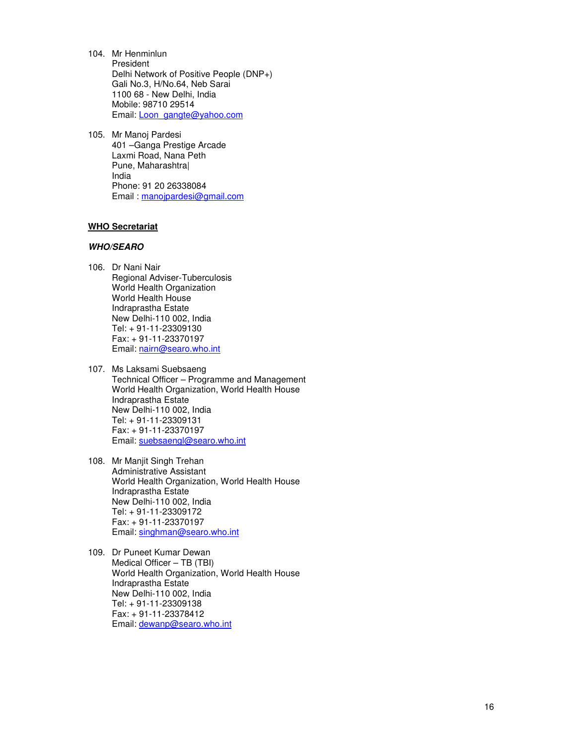104. Mr Henminlun
     President
     Delhi Network of Positive People (DNP+)
     Gali No.3, H/No.64, Neb Sarai
     1100 68 - New Delhi, India
     Mobile: 98710 29514
     Email: Loon_gangte@yahoo.com

105. Mr Manoj Pardesi
     401 –Ganga Prestige Arcade
     Laxmi Road, Nana Peth
     Pune, Maharashtra|
     India
     Phone: 91 20 26338084
     Email : manojpardesi@gmail.com

**WHO Secretariat**

***WHO/SEARO***

106. Dr Nani Nair
     Regional Adviser-Tuberculosis
     World Health Organization
     World Health House
     Indraprastha Estate
     New Delhi-110 002, India
     Tel: + 91-11-23309130
     Fax: + 91-11-23370197
     Email: nairn@searo.who.int

107. Ms Laksami Suebsaeng
     Technical Officer – Programme and Management
     World Health Organization, World Health House
     Indraprastha Estate
     New Delhi-110 002, India
     Tel: + 91-11-23309131
     Fax: + 91-11-23370197
     Email: suebsaengl@searo.who.int

108. Mr Manjit Singh Trehan
     Administrative Assistant
     World Health Organization, World Health House
     Indraprastha Estate
     New Delhi-110 002, India
     Tel: + 91-11-23309172
     Fax: + 91-11-23370197
     Email: singhman@searo.who.int

109. Dr Puneet Kumar Dewan
     Medical Officer – TB (TBI)
     World Health Organization, World Health House
     Indraprastha Estate
     New Delhi-110 002, India
     Tel: + 91-11-23309138
     Fax: + 91-11-23378412
     Email: dewanp@searo.who.int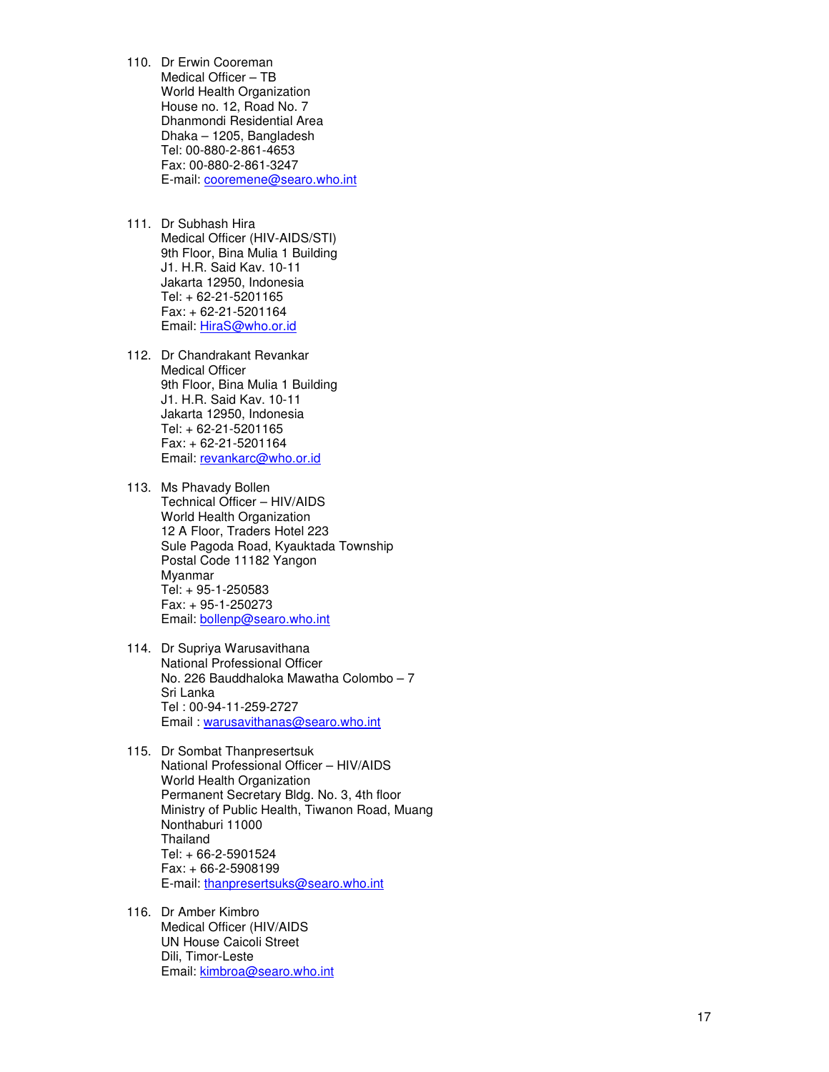110. Dr Erwin Cooreman
     Medical Officer – TB
     World Health Organization
     House no. 12, Road No. 7
     Dhanmondi Residential Area
     Dhaka – 1205, Bangladesh
     Tel: 00-880-2-861-4653
     Fax: 00-880-2-861-3247
     E-mail: cooremene@searo.who.int

111. Dr Subhash Hira
     Medical Officer (HIV-AIDS/STI)
     9th Floor, Bina Mulia 1 Building
     J1. H.R. Said Kav. 10-11
     Jakarta 12950, Indonesia
     Tel: + 62-21-5201165
     Fax: + 62-21-5201164
     Email: HiraS@who.or.id

112. Dr Chandrakant Revankar
     Medical Officer
     9th Floor, Bina Mulia 1 Building
     J1. H.R. Said Kav. 10-11
     Jakarta 12950, Indonesia
     Tel: + 62-21-5201165
     Fax: + 62-21-5201164
     Email: revankarc@who.or.id

113. Ms Phavady Bollen
     Technical Officer – HIV/AIDS
     World Health Organization
     12 A Floor, Traders Hotel 223
     Sule Pagoda Road, Kyauktada Township
     Postal Code 11182 Yangon
     Myanmar
     Tel: + 95-1-250583
     Fax: + 95-1-250273
     Email: bollenp@searo.who.int

114. Dr Supriya Warusavithana
     National Professional Officer
     No. 226 Bauddhaloka Mawatha Colombo – 7
     Sri Lanka
     Tel : 00-94-11-259-2727
     Email : warusavithanas@searo.who.int

115. Dr Sombat Thanpresertsuk
     National Professional Officer – HIV/AIDS
     World Health Organization
     Permanent Secretary Bldg. No. 3, 4th floor
     Ministry of Public Health, Tiwanon Road, Muang
     Nonthaburi 11000
     Thailand
     Tel: + 66-2-5901524
     Fax: + 66-2-5908199
     E-mail: thanpresertsuks@searo.who.int

116. Dr Amber Kimbro
     Medical Officer (HIV/AIDS
     UN House Caicoli Street
     Dili, Timor-Leste
     Email: kimbroa@searo.who.int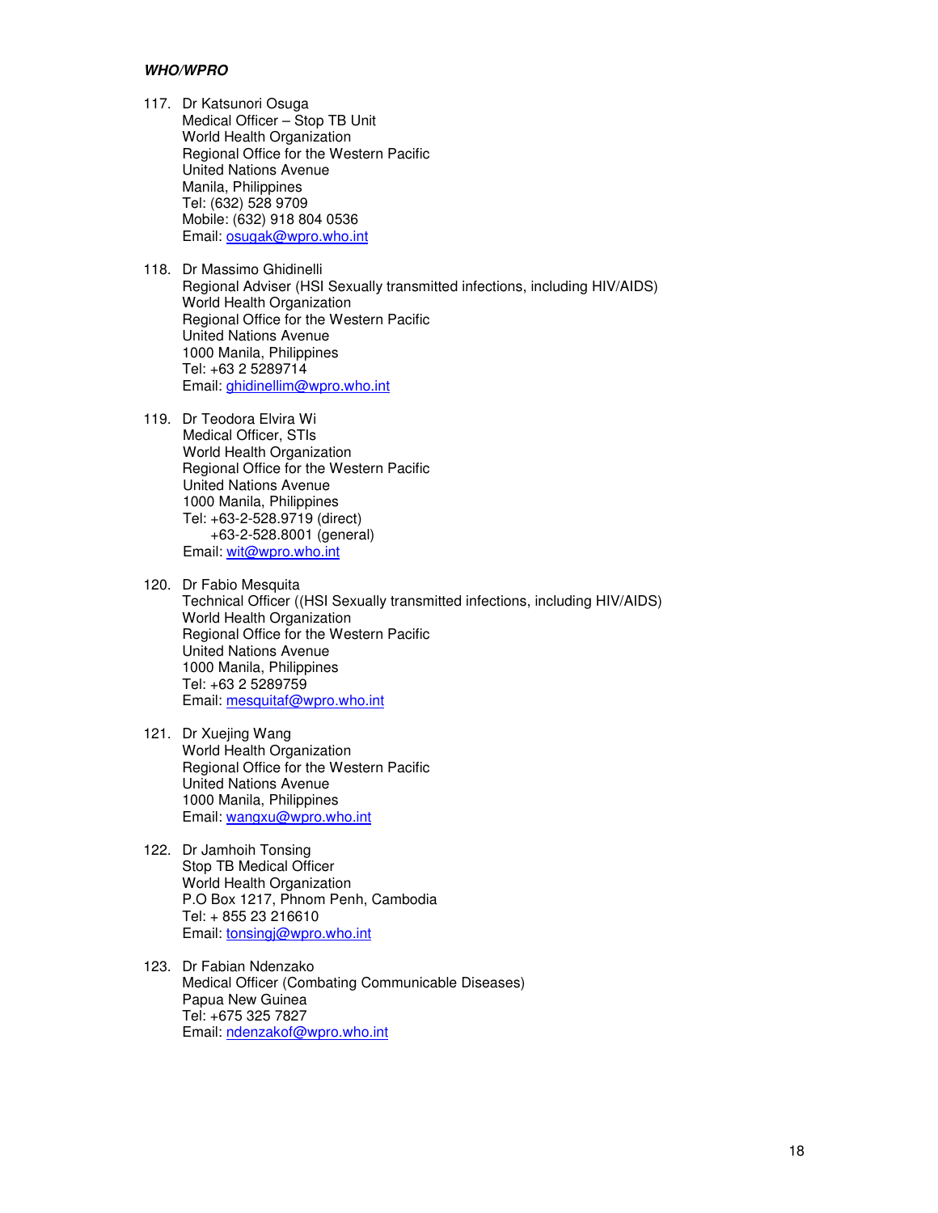***WHO/WPRO***

117. Dr Katsunori Osuga
     Medical Officer – Stop TB Unit
     World Health Organization
     Regional Office for the Western Pacific
     United Nations Avenue
     Manila, Philippines
     Tel: (632) 528 9709
     Mobile: (632) 918 804 0536
     Email: osugak@wpro.who.int

118. Dr Massimo Ghidinelli
     Regional Adviser (HSI Sexually transmitted infections, including HIV/AIDS)
     World Health Organization
     Regional Office for the Western Pacific
     United Nations Avenue
     1000 Manila, Philippines
     Tel: +63 2 5289714
     Email: ghidinellim@wpro.who.int

119. Dr Teodora Elvira Wi
     Medical Officer, STIs
     World Health Organization
     Regional Office for the Western Pacific
     United Nations Avenue
     1000 Manila, Philippines
     Tel: +63-2-528.9719 (direct)
     +63-2-528.8001 (general)
     Email: wit@wpro.who.int

120. Dr Fabio Mesquita
     Technical Officer ((HSI Sexually transmitted infections, including HIV/AIDS)
     World Health Organization
     Regional Office for the Western Pacific
     United Nations Avenue
     1000 Manila, Philippines
     Tel: +63 2 5289759
     Email: mesquitaf@wpro.who.int

121. Dr Xuejing Wang
     World Health Organization
     Regional Office for the Western Pacific
     United Nations Avenue
     1000 Manila, Philippines
     Email: wangxu@wpro.who.int

122. Dr Jamhoih Tonsing
     Stop TB Medical Officer
     World Health Organization
     P.O Box 1217, Phnom Penh, Cambodia
     Tel: + 855 23 216610
     Email: tonsingj@wpro.who.int

123. Dr Fabian Ndenzako
     Medical Officer (Combating Communicable Diseases)
     Papua New Guinea
     Tel: +675 325 7827
     Email: ndenzakof@wpro.who.int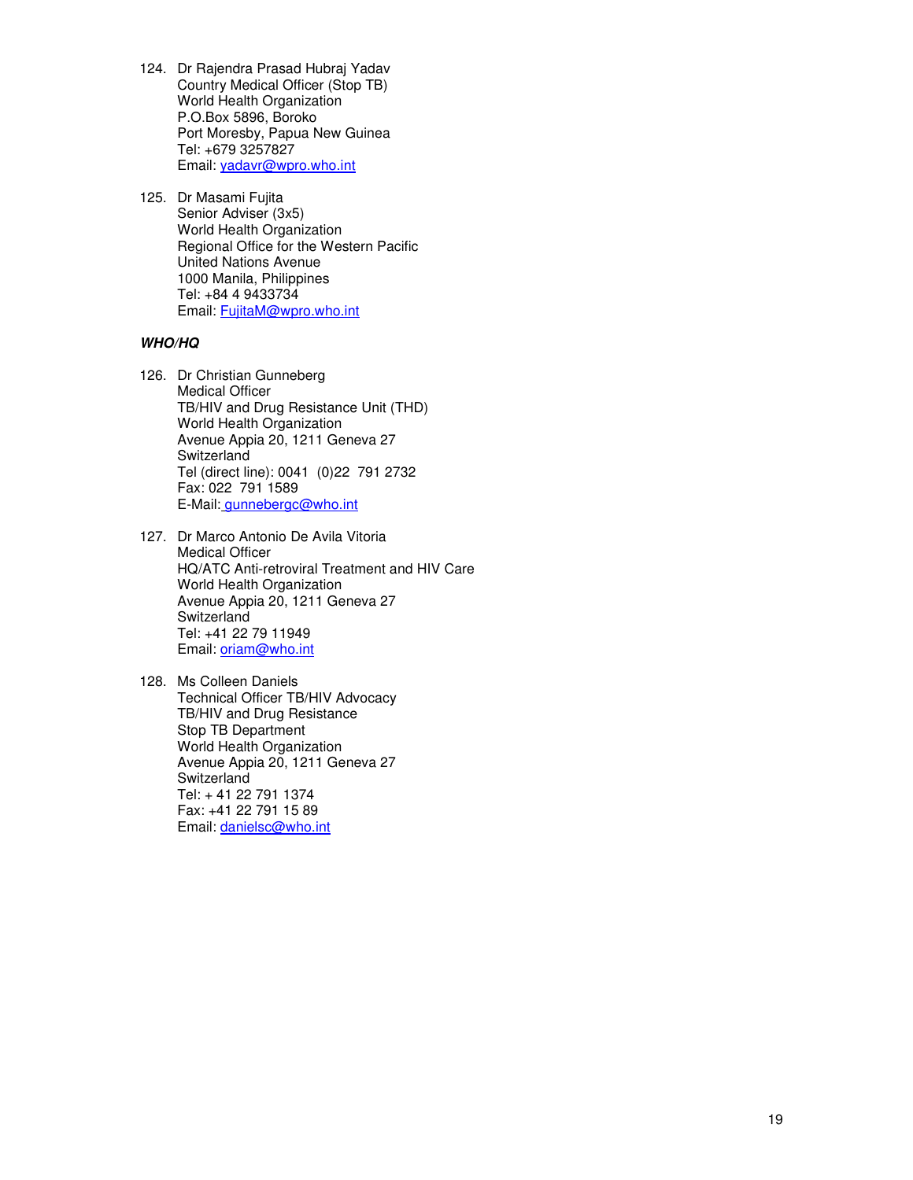124. Dr Rajendra Prasad Hubraj Yadav
     Country Medical Officer (Stop TB)
     World Health Organization
     P.O.Box 5896, Boroko
     Port Moresby, Papua New Guinea
     Tel: +679 3257827
     Email: yadavr@wpro.who.int

125. Dr Masami Fujita
     Senior Adviser (3x5)
     World Health Organization
     Regional Office for the Western Pacific
     United Nations Avenue
     1000 Manila, Philippines
     Tel: +84 4 9433734
     Email: FujitaM@wpro.who.int

***WHO/HQ***

126. Dr Christian Gunneberg
     Medical Officer
     TB/HIV and Drug Resistance Unit (THD)
     World Health Organization
     Avenue Appia 20, 1211 Geneva 27
     Switzerland
     Tel (direct line): 0041 (0)22 791 2732
     Fax: 022 791 1589
     E-Mail: gunnebergc@who.int

127. Dr Marco Antonio De Avila Vitoria
     Medical Officer
     HQ/ATC Anti-retroviral Treatment and HIV Care
     World Health Organization
     Avenue Appia 20, 1211 Geneva 27
     Switzerland
     Tel: +41 22 79 11949
     Email: oriam@who.int

128. Ms Colleen Daniels
     Technical Officer TB/HIV Advocacy
     TB/HIV and Drug Resistance
     Stop TB Department
     World Health Organization
     Avenue Appia 20, 1211 Geneva 27
     Switzerland
     Tel: + 41 22 791 1374
     Fax: +41 22 791 15 89
     Email: danielsc@who.int